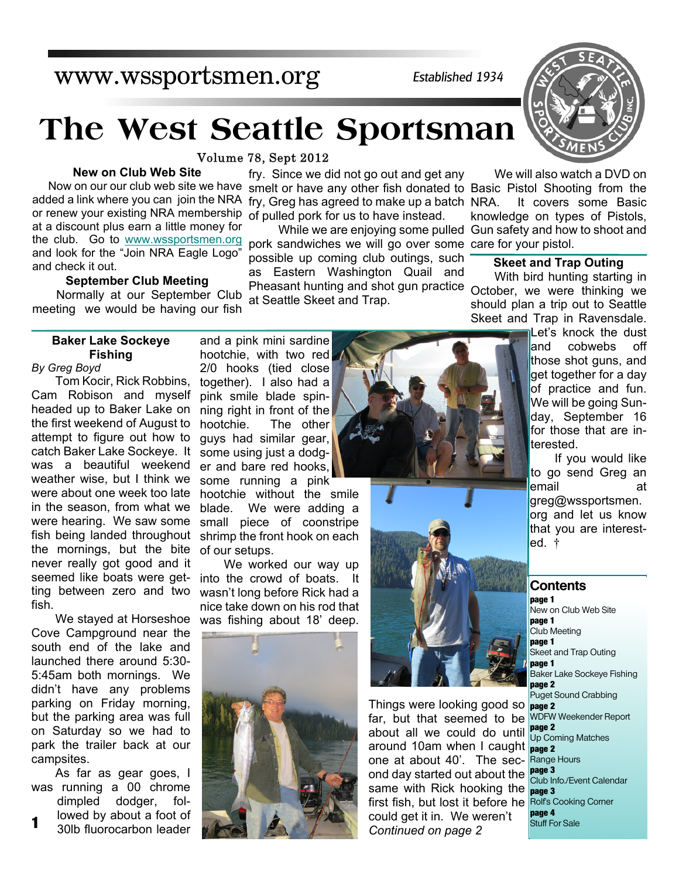www.wssportsmen.org

*Established 1934*

# The West Seattle Sportsman

Volume 78, Sept 2012

### New on Club Web Site

Now on our our club web site we have added a link where you can join the NRA or renew your existing NRA membership at a discount plus earn a little money for the club. Go to www.wssportsmen.org and look for the "Join NRA Eagle Logo" and check it out.

### September Club Meeting

Normally at our September Club meeting we would be having our fish fry. Since we did not go out and get any smelt or have any other fish donated to fry, Greg has agreed to make up a batch of pulled pork for us to have instead.

While we are enjoying some pulled pork sandwiches we will go over some possible up coming club outings, such as Eastern Washington Quail and Pheasant hunting and shot gun practice at Seattle Skeet and Trap.

We will also watch a DVD on Basic Pistol Shooting from the NRA. It covers some Basic knowledge on types of Pistols, Gun safety and how to shoot and care for your pistol.

### Skeet and Trap Outing

With bird hunting starting in October, we were thinking we should plan a trip out to Seattle Skeet and Trap in Ravensdale. Let's knock the dust and cobwebs off those shot guns, and get together for a day of practice and fun. We will be going Sunday, September 16 for those that are interested.

If you would like to go send Greg an email at greg@wssportsmen.org and let us know that you are interested. †

### Baker Lake Sockeye Fishing

*By Greg Boyd*

Tom Kocir, Rick Robbins, Cam Robison and myself headed up to Baker Lake on the first weekend of August to attempt to figure out how to catch Baker Lake Sockeye. It was a beautiful weekend weather wise, but I think we were about one week too late in the season, from what we were hearing. We saw some fish being landed throughout the mornings, but the bite never really got good and it seemed like boats were getting between zero and two fish.

We stayed at Horseshoe Cove Campground near the south end of the lake and launched there around 5:30-5:45am both mornings. We didn't have any problems parking on Friday morning, but the parking area was full on Saturday so we had to park the trailer back at our campsites.

As far as gear goes, I was running a 00 chrome dimpled dodger, followed by about a foot of 30lb fluorocarbon leader and a pink mini sardine hootchie, with two red 2/0 hooks (tied close together). I also had a pink smile blade spinning right in front of the hootchie. The other guys had similar gear, some using just a dodger and bare red hooks, some running a pink hootchie without the smile blade. We were adding a small piece of coonstripe shrimp the front hook on each of our setups.

We worked our way up into the crowd of boats. It wasn't long before Rick had a nice take down on his rod that was fishing about 18' deep. Things were looking good so far, but that seemed to be about all we could do until around 10am when I caught one at about 40'. The second day started out about the same with Rick hooking the first fish, but lost it before he could get it in. We weren't

*Continued on page 2*

### Contents

**page 1**
New on Club Web Site
**page 1**
Club Meeting
**page 1**
Skeet and Trap Outing
**page 1**
Baker Lake Sockeye Fishing
**page 2**
Puget Sound Crabbing
**page 2**
WDFW Weekender Report
**page 2**
Up Coming Matches
**page 2**
Range Hours
**page 3**
Club Info./Event Calendar
**page 3**
Rolf's Cooking Corner
**page 4**
Stuff For Sale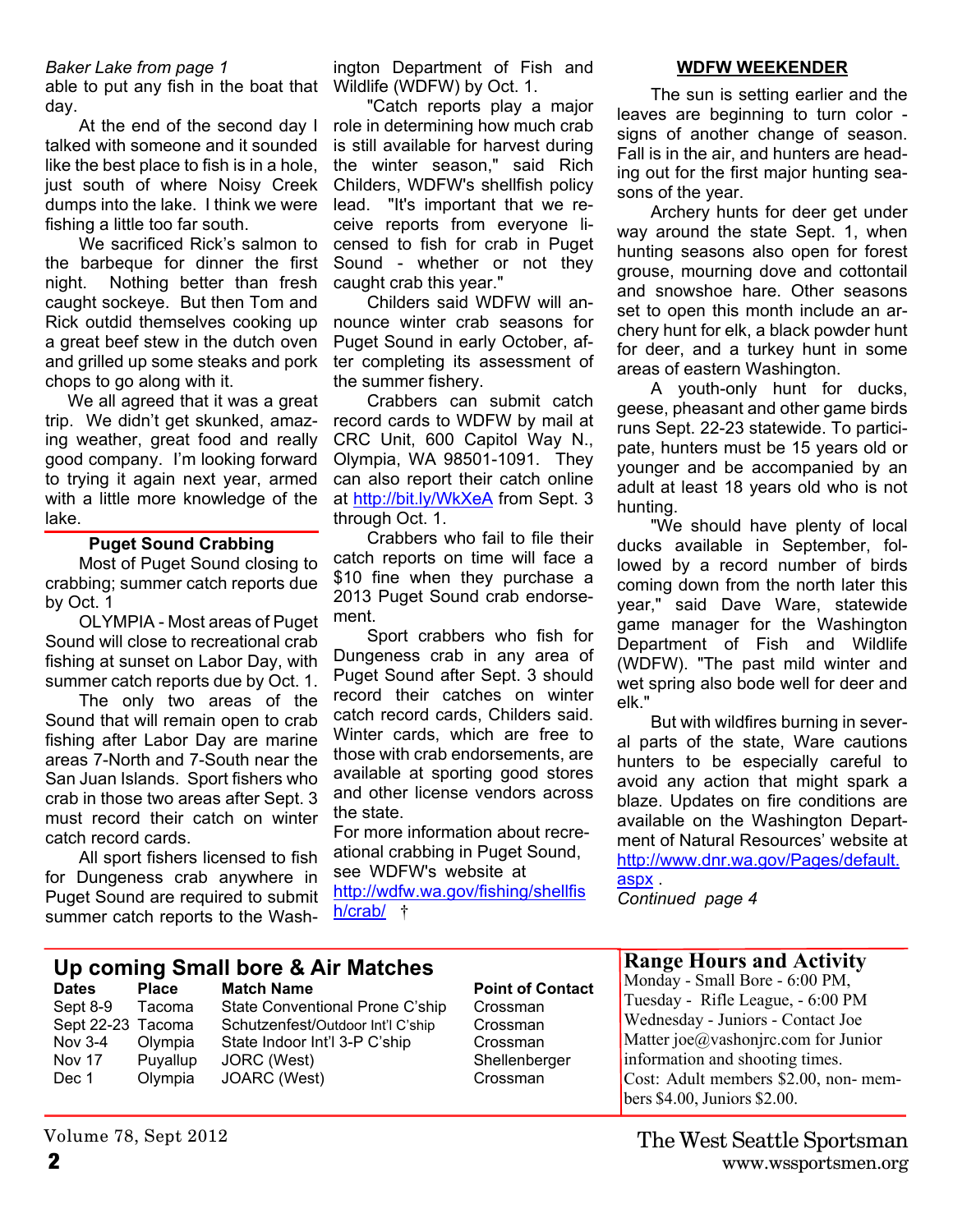*Baker Lake from page 1*

able to put any fish in the boat that day.

At the end of the second day I talked with someone and it sounded like the best place to fish is in a hole, just south of where Noisy Creek dumps into the lake. I think we were fishing a little too far south.

We sacrificed Rick's salmon to the barbeque for dinner the first night. Nothing better than fresh caught sockeye. But then Tom and Rick outdid themselves cooking up a great beef stew in the dutch oven and grilled up some steaks and pork chops to go along with it.

We all agreed that it was a great trip. We didn't get skunked, amazing weather, great food and really good company. I'm looking forward to trying it again next year, armed with a little more knowledge of the lake.

## Puget Sound Crabbing

Most of Puget Sound closing to crabbing; summer catch reports due by Oct. 1

OLYMPIA - Most areas of Puget Sound will close to recreational crab fishing at sunset on Labor Day, with summer catch reports due by Oct. 1.

The only two areas of the Sound that will remain open to crab fishing after Labor Day are marine areas 7-North and 7-South near the San Juan Islands. Sport fishers who crab in those two areas after Sept. 3 must record their catch on winter catch record cards.

All sport fishers licensed to fish for Dungeness crab anywhere in Puget Sound are required to submit summer catch reports to the Washington Department of Fish and Wildlife (WDFW) by Oct. 1.

"Catch reports play a major role in determining how much crab is still available for harvest during the winter season," said Rich Childers, WDFW's shellfish policy lead. "It's important that we receive reports from everyone licensed to fish for crab in Puget Sound - whether or not they caught crab this year."

Childers said WDFW will announce winter crab seasons for Puget Sound in early October, after completing its assessment of the summer fishery.

Crabbers can submit catch record cards to WDFW by mail at CRC Unit, 600 Capitol Way N., Olympia, WA 98501-1091. They can also report their catch online at http://bit.ly/WkXeA from Sept. 3 through Oct. 1.

Crabbers who fail to file their catch reports on time will face a $10 fine when they purchase a 2013 Puget Sound crab endorsement.

Sport crabbers who fish for Dungeness crab in any area of Puget Sound after Sept. 3 should record their catches on winter catch record cards, Childers said. Winter cards, which are free to those with crab endorsements, are available at sporting good stores and other license vendors across the state.

For more information about recreational crabbing in Puget Sound, see WDFW's website at http://wdfw.wa.gov/fishing/shellfish/crab/ †

## WDFW WEEKENDER

The sun is setting earlier and the leaves are beginning to turn color - signs of another change of season. Fall is in the air, and hunters are heading out for the first major hunting seasons of the year.

Archery hunts for deer get under way around the state Sept. 1, when hunting seasons also open for forest grouse, mourning dove and cottontail and snowshoe hare. Other seasons set to open this month include an archery hunt for elk, a black powder hunt for deer, and a turkey hunt in some areas of eastern Washington.

A youth-only hunt for ducks, geese, pheasant and other game birds runs Sept. 22-23 statewide. To participate, hunters must be 15 years old or younger and be accompanied by an adult at least 18 years old who is not hunting.

"We should have plenty of local ducks available in September, followed by a record number of birds coming down from the north later this year," said Dave Ware, statewide game manager for the Washington Department of Fish and Wildlife (WDFW). "The past mild winter and wet spring also bode well for deer and elk."

But with wildfires burning in several parts of the state, Ware cautions hunters to be especially careful to avoid any action that might spark a blaze. Updates on fire conditions are available on the Washington Department of Natural Resources' website at http://www.dnr.wa.gov/Pages/default.aspx .

*Continued page 4*

## Up coming Small bore & Air Matches

| Dates | Place | Match Name | Point of Contact |
|---|---|---|---|
| Sept 8-9 | Tacoma | State Conventional Prone C'ship | Crossman |
| Sept 22-23 | Tacoma | Schutzenfest/Outdoor Int'l C'ship | Crossman |
| Nov 3-4 | Olympia | State Indoor Int'l 3-P C'ship | Crossman |
| Nov 17 | Puyallup | JORC (West) | Shellenberger |
| Dec 1 | Olympia | JOARC (West) | Crossman |

## Range Hours and Activity

Monday - Small Bore - 6:00 PM,
Tuesday - Rifle League, - 6:00 PM
Wednesday - Juniors - Contact Joe Matter joe@vashonjrc.com for Junior information and shooting times.
Cost: Adult members $2.00, non-members $4.00, Juniors $2.00.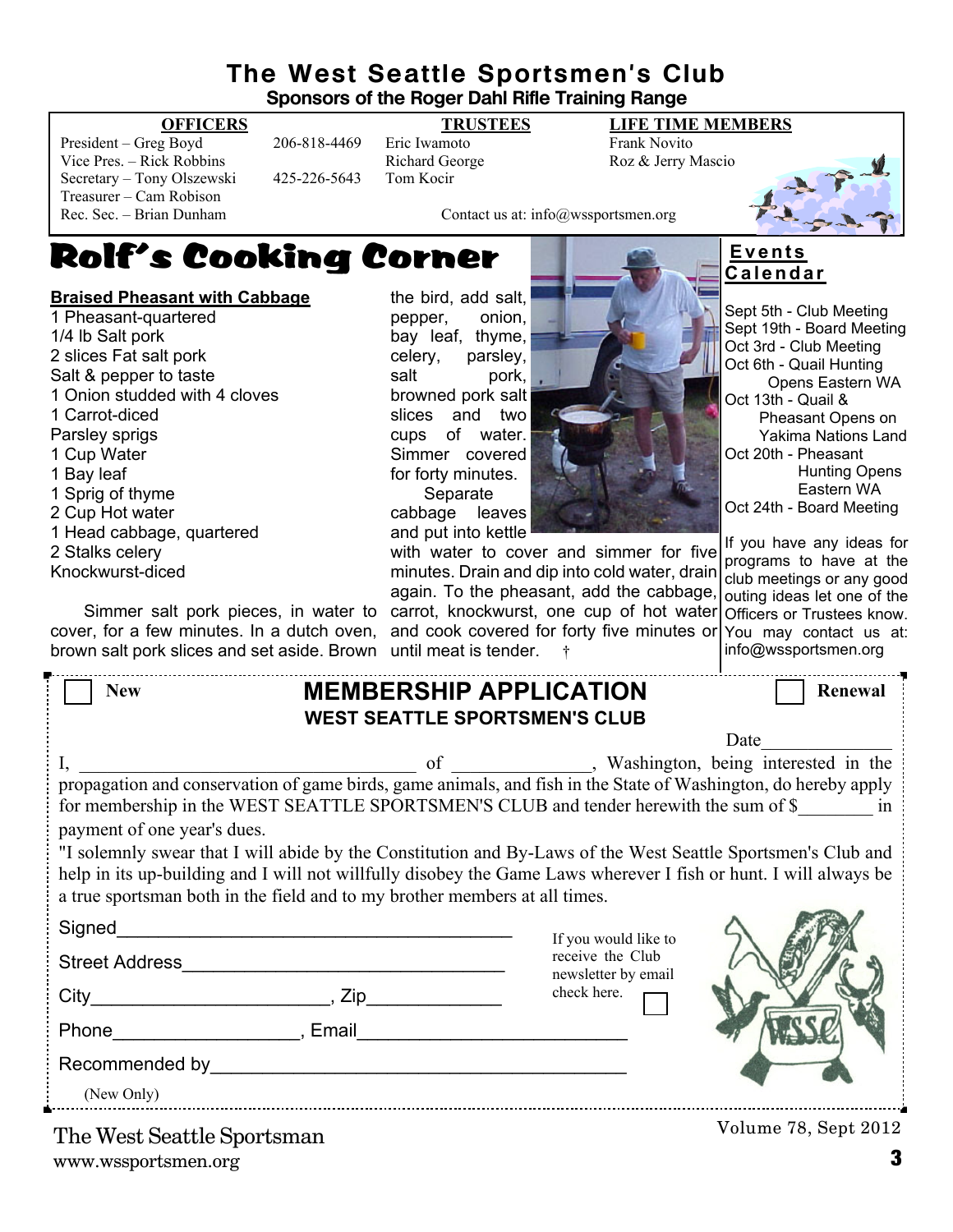# The West Seattle Sportsmen's Club

**Sponsors of the Roger Dahl Rifle Training Range**

| OFFICERS | | TRUSTEES | LIFE TIME MEMBERS |
|---|---|---|---|
| President – Greg Boyd | 206-818-4469 | Eric Iwamoto | Frank Novito |
| Vice Pres. – Rick Robbins | | Richard George | Roz & Jerry Mascio |
| Secretary – Tony Olszewski | 425-226-5643 | Tom Kocir | |
| Treasurer – Cam Robison | | | |
| Rec. Sec. – Brian Dunham | | | |

Contact us at: info@wssportsmen.org

## Rolf's Cooking Corner

**Braised Pheasant with Cabbage**

1 Pheasant-quartered
1/4 lb Salt pork
2 slices Fat salt pork
Salt & pepper to taste
1 Onion studded with 4 cloves
1 Carrot-diced
Parsley sprigs
1 Cup Water
1 Bay leaf
1 Sprig of thyme
2 Cup Hot water
1 Head cabbage, quartered
2 Stalks celery
Knockwurst-diced

Simmer salt pork pieces, in water to cover, for a few minutes. In a dutch oven, brown salt pork slices and set aside. Brown the bird, add salt, pepper, onion, bay leaf, thyme, celery, parsley, salt pork, browned pork salt slices and two cups of water. Simmer covered for forty minutes.

Separate cabbage leaves and put into kettle with water to cover and simmer for five minutes. Drain and dip into cold water, drain again. To the pheasant, add the cabbage, carrot, knockwurst, one cup of hot water and cook covered for forty five minutes or until meat is tender. †

## Events Calendar

Sept 5th - Club Meeting
Sept 19th - Board Meeting
Oct 3rd - Club Meeting
Oct 6th - Quail Hunting Opens Eastern WA
Oct 13th - Quail & Pheasant Opens on Yakima Nations Land
Oct 20th - Pheasant Hunting Opens Eastern WA
Oct 24th - Board Meeting

If you have any ideas for programs to have at the club meetings or any good outing ideas let one of the Officers or Trustees know. You may contact us at: info@wssportsmen.org

## MEMBERSHIP APPLICATION

**WEST SEATTLE SPORTSMEN'S CLUB**

☐ New ☐ Renewal

Date______________

I, ___________________________________ of ______________, Washington, being interested in the propagation and conservation of game birds, game animals, and fish in the State of Washington, do hereby apply for membership in the WEST SEATTLE SPORTSMEN'S CLUB and tender herewith the sum of $________ in payment of one year's dues.

"I solemnly swear that I will abide by the Constitution and By-Laws of the West Seattle Sportsmen's Club and help in its up-building and I will not willfully disobey the Game Laws wherever I fish or hunt. I will always be a true sportsman both in the field and to my brother members at all times.

Signed_______________________________________

Street Address_______________________________

City_______________________, Zip_____________

Phone__________________, Email_________________________

Recommended by_______________________________________
(New Only)

If you would like to receive the Club newsletter by email check here. ☐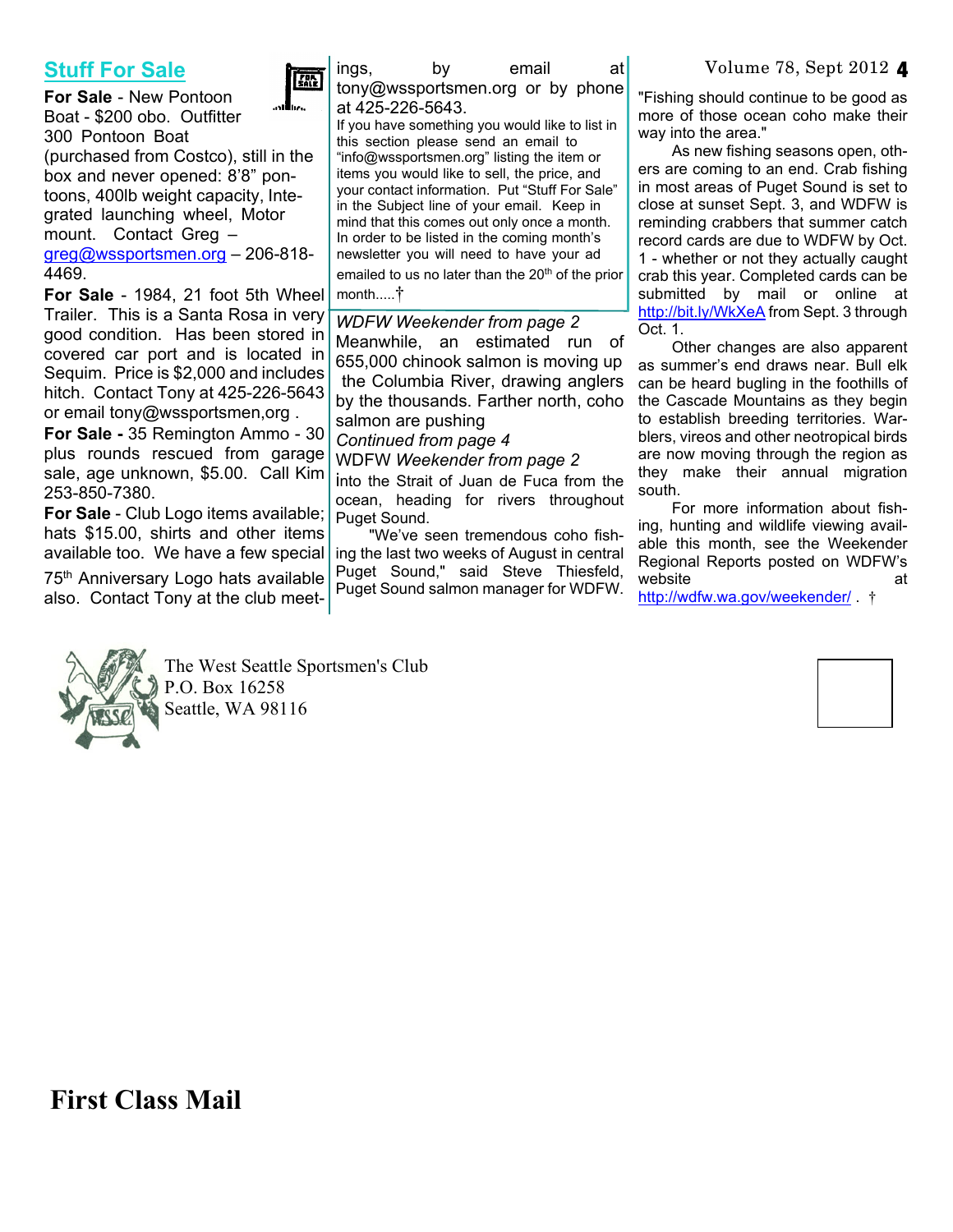## Stuff For Sale

**For Sale** - New Pontoon Boat - $200 obo. Outfitter 300 Pontoon Boat (purchased from Costco), still in the box and never opened: 8'8" pontoons, 400lb weight capacity, Integrated launching wheel, Motor mount. Contact Greg – greg@wssportsmen.org – 206-818-4469.

**For Sale** - 1984, 21 foot 5th Wheel Trailer. This is a Santa Rosa in very good condition. Has been stored in covered car port and is located in Sequim. Price is $2,000 and includes hitch. Contact Tony at 425-226-5643 or email tony@wssportsmen,org .

**For Sale** - 35 Remington Ammo - 30 plus rounds rescued from garage sale, age unknown, $5.00. Call Kim 253-850-7380.

**For Sale** - Club Logo items available; hats $15.00, shirts and other items available too. We have a few special 75th Anniversary Logo hats available also. Contact Tony at the club meetings, by email at tony@wssportsmen.org or by phone at 425-226-5643.

If you have something you would like to list in this section please send an email to "info@wssportsmen.org" listing the item or items you would like to sell, the price, and your contact information. Put "Stuff For Sale" in the Subject line of your email. Keep in mind that this comes out only once a month. In order to be listed in the coming month's newsletter you will need to have your ad emailed to us no later than the 20th of the prior month.....†

*WDFW Weekender from page 2*

Meanwhile, an estimated run of 655,000 chinook salmon is moving up the Columbia River, drawing anglers by the thousands. Farther north, coho salmon are pushing

*Continued from page 4*

WDFW *Weekender from page 2*

into the Strait of Juan de Fuca from the ocean, heading for rivers throughout Puget Sound.

"We've seen tremendous coho fishing the last two weeks of August in central Puget Sound," said Steve Thiesfeld, Puget Sound salmon manager for WDFW. "Fishing should continue to be good as more of those ocean coho make their way into the area."

As new fishing seasons open, others are coming to an end. Crab fishing in most areas of Puget Sound is set to close at sunset Sept. 3, and WDFW is reminding crabbers that summer catch record cards are due to WDFW by Oct. 1 - whether or not they actually caught crab this year. Completed cards can be submitted by mail or online at http://bit.ly/WkXeA from Sept. 3 through Oct. 1.

Other changes are also apparent as summer's end draws near. Bull elk can be heard bugling in the foothills of the Cascade Mountains as they begin to establish breeding territories. Warblers, vireos and other neotropical birds are now moving through the region as they make their annual migration south.

For more information about fishing, hunting and wildlife viewing available this month, see the Weekender Regional Reports posted on WDFW's website at http://wdfw.wa.gov/weekender/ . †

The West Seattle Sportsmen's Club
P.O. Box 16258
Seattle, WA 98116

**First Class Mail**